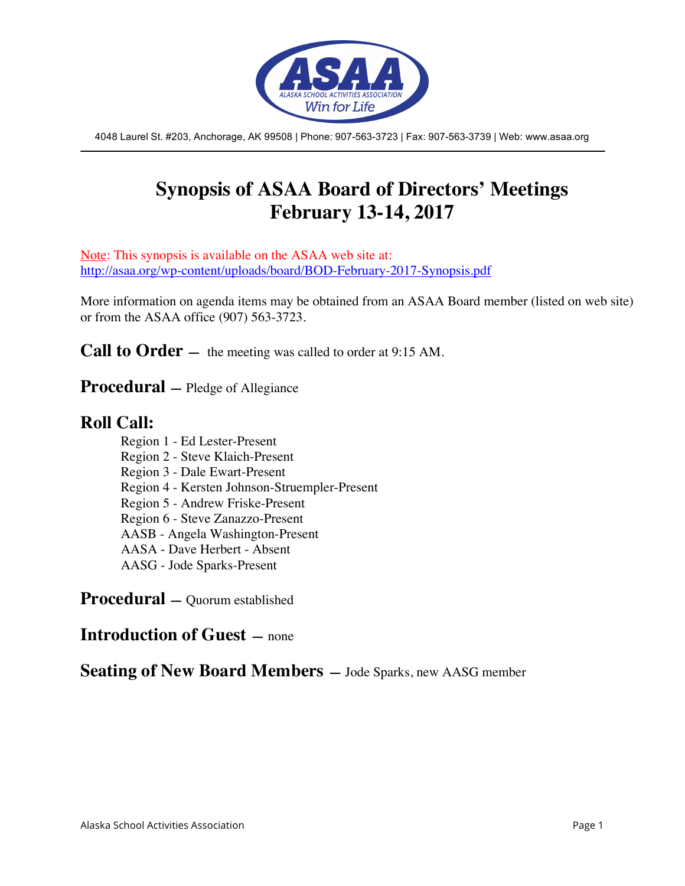ASAA
ALASKA SCHOOL ACTIVITIES ASSOCIATION
Win for Life

4048 Laurel St. #203, Anchorage, AK 99508 | Phone: 907-563-3723 | Fax: 907-563-3739 | Web: www.asaa.org

# Synopsis of ASAA Board of Directors' Meetings February 13-14, 2017

Note: This synopsis is available on the ASAA web site at: http://asaa.org/wp-content/uploads/board/BOD-February-2017-Synopsis.pdf

More information on agenda items may be obtained from an ASAA Board member (listed on web site) or from the ASAA office (907) 563-3723.

**Call to Order** — the meeting was called to order at 9:15 AM.

**Procedural** — Pledge of Allegiance

**Roll Call:**

Region 1 - Ed Lester-Present
Region 2 - Steve Klaich-Present
Region 3 - Dale Ewart-Present
Region 4 - Kersten Johnson-Struempler-Present
Region 5 - Andrew Friske-Present
Region 6 - Steve Zanazzo-Present
AASB - Angela Washington-Present
AASA - Dave Herbert - Absent
AASG - Jode Sparks-Present

**Procedural** — Quorum established

**Introduction of Guest** — none

**Seating of New Board Members** — Jode Sparks, new AASG member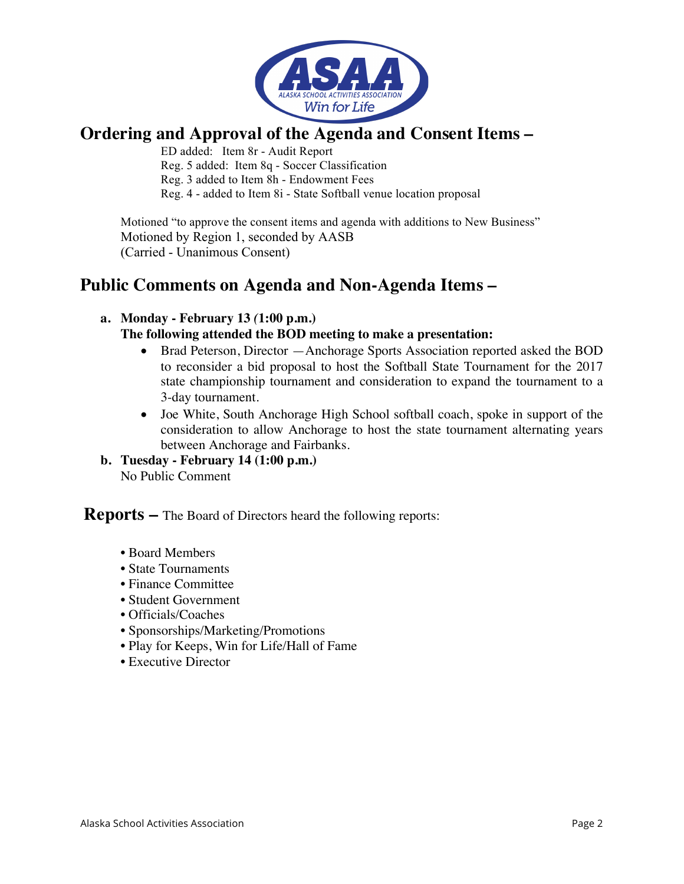## Ordering and Approval of the Agenda and Consent Items –

ED added: Item 8r - Audit Report
Reg. 5 added: Item 8q - Soccer Classification
Reg. 3 added to Item 8h - Endowment Fees
Reg. 4 - added to Item 8i - State Softball venue location proposal

Motioned "to approve the consent items and agenda with additions to New Business"
Motioned by Region 1, seconded by AASB
(Carried - Unanimous Consent)

## Public Comments on Agenda and Non-Agenda Items –

**a. Monday - February 13 (1:00 p.m.)**
**The following attended the BOD meeting to make a presentation:**

- Brad Peterson, Director —Anchorage Sports Association reported asked the BOD to reconsider a bid proposal to host the Softball State Tournament for the 2017 state championship tournament and consideration to expand the tournament to a 3-day tournament.
- Joe White, South Anchorage High School softball coach, spoke in support of the consideration to allow Anchorage to host the state tournament alternating years between Anchorage and Fairbanks.

**b. Tuesday - February 14 (1:00 p.m.)**
No Public Comment

## Reports – The Board of Directors heard the following reports:

- Board Members
- State Tournaments
- Finance Committee
- Student Government
- Officials/Coaches
- Sponsorships/Marketing/Promotions
- Play for Keeps, Win for Life/Hall of Fame
- Executive Director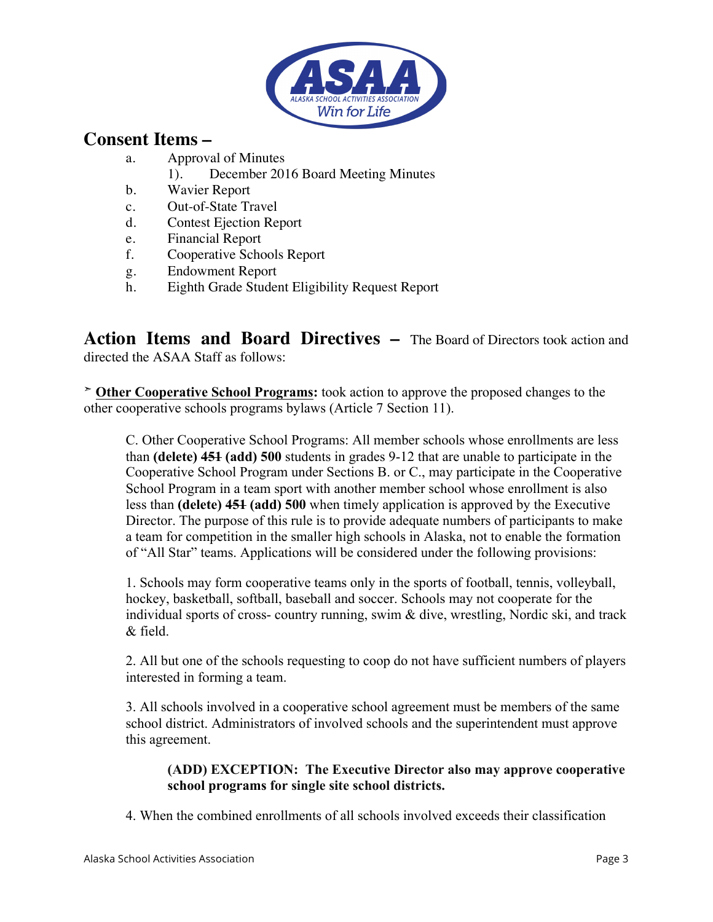## Consent Items –

a. Approval of Minutes
   1). December 2016 Board Meeting Minutes
b. Wavier Report
c. Out-of-State Travel
d. Contest Ejection Report
e. Financial Report
f. Cooperative Schools Report
g. Endowment Report
h. Eighth Grade Student Eligibility Request Report

## Action Items and Board Directives – 

The Board of Directors took action and directed the ASAA Staff as follows:

➢ **Other Cooperative School Programs:** took action to approve the proposed changes to the other cooperative schools programs bylaws (Article 7 Section 11).

> C. Other Cooperative School Programs: All member schools whose enrollments are less than **(delete) ~~451~~ (add) 500** students in grades 9-12 that are unable to participate in the Cooperative School Program under Sections B. or C., may participate in the Cooperative School Program in a team sport with another member school whose enrollment is also less than **(delete) ~~451~~ (add) 500** when timely application is approved by the Executive Director. The purpose of this rule is to provide adequate numbers of participants to make a team for competition in the smaller high schools in Alaska, not to enable the formation of "All Star" teams. Applications will be considered under the following provisions:
>
> 1. Schools may form cooperative teams only in the sports of football, tennis, volleyball, hockey, basketball, softball, baseball and soccer. Schools may not cooperate for the individual sports of cross- country running, swim & dive, wrestling, Nordic ski, and track & field.
>
> 2. All but one of the schools requesting to coop do not have sufficient numbers of players interested in forming a team.
>
> 3. All schools involved in a cooperative school agreement must be members of the same school district. Administrators of involved schools and the superintendent must approve this agreement.
>
> > **(ADD) EXCEPTION: The Executive Director also may approve cooperative school programs for single site school districts.**
>
> 4. When the combined enrollments of all schools involved exceeds their classification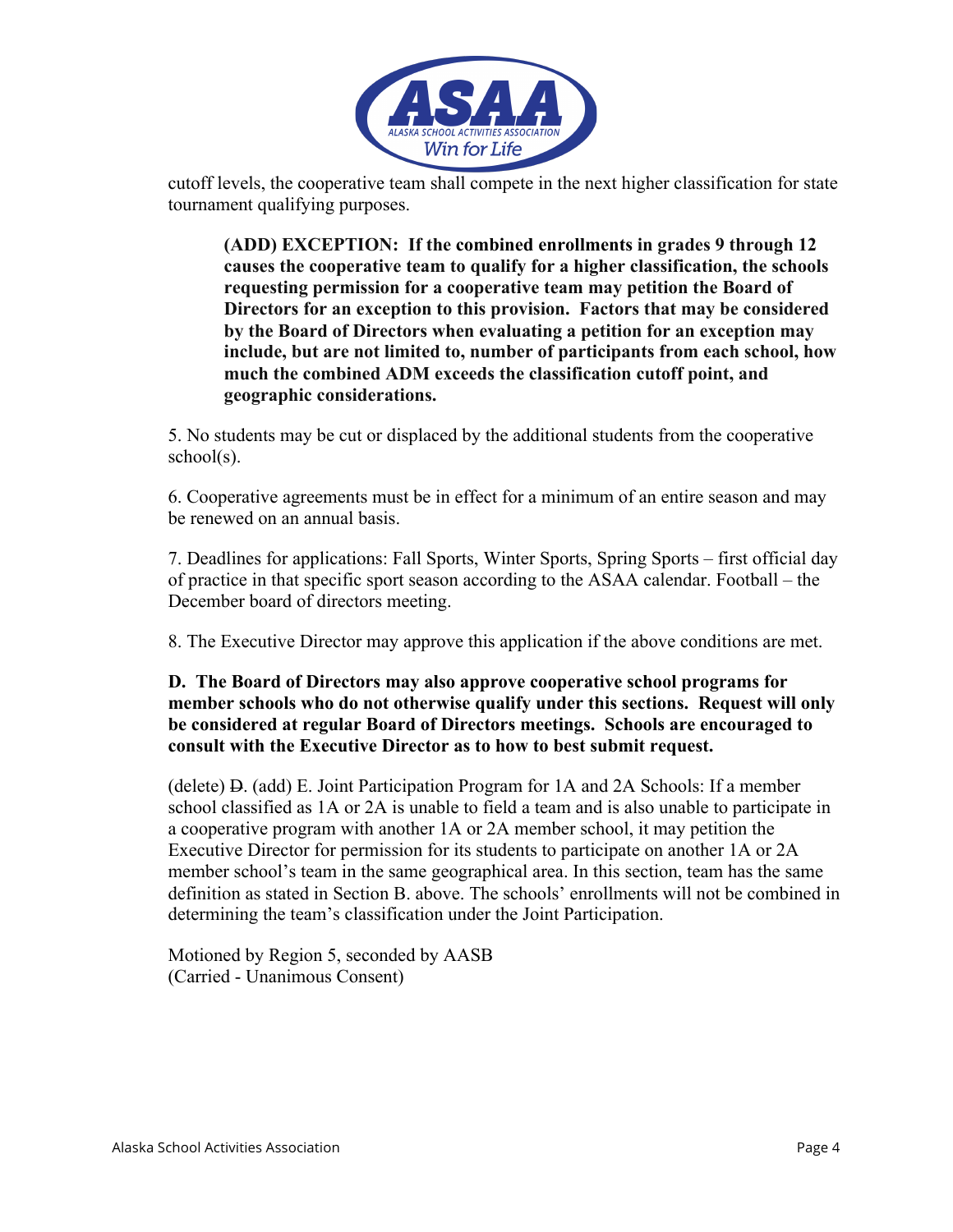cutoff levels, the cooperative team shall compete in the next higher classification for state tournament qualifying purposes.

> **(ADD) EXCEPTION: If the combined enrollments in grades 9 through 12 causes the cooperative team to qualify for a higher classification, the schools requesting permission for a cooperative team may petition the Board of Directors for an exception to this provision. Factors that may be considered by the Board of Directors when evaluating a petition for an exception may include, but are not limited to, number of participants from each school, how much the combined ADM exceeds the classification cutoff point, and geographic considerations.**

5. No students may be cut or displaced by the additional students from the cooperative school(s).

6. Cooperative agreements must be in effect for a minimum of an entire season and may be renewed on an annual basis.

7. Deadlines for applications: Fall Sports, Winter Sports, Spring Sports – first official day of practice in that specific sport season according to the ASAA calendar. Football – the December board of directors meeting.

8. The Executive Director may approve this application if the above conditions are met.

**D. The Board of Directors may also approve cooperative school programs for member schools who do not otherwise qualify under this sections. Request will only be considered at regular Board of Directors meetings. Schools are encouraged to consult with the Executive Director as to how to best submit request.**

(delete) ~~D~~. (add) E. Joint Participation Program for 1A and 2A Schools: If a member school classified as 1A or 2A is unable to field a team and is also unable to participate in a cooperative program with another 1A or 2A member school, it may petition the Executive Director for permission for its students to participate on another 1A or 2A member school's team in the same geographical area. In this section, team has the same definition as stated in Section B. above. The schools' enrollments will not be combined in determining the team's classification under the Joint Participation.

Motioned by Region 5, seconded by AASB
(Carried - Unanimous Consent)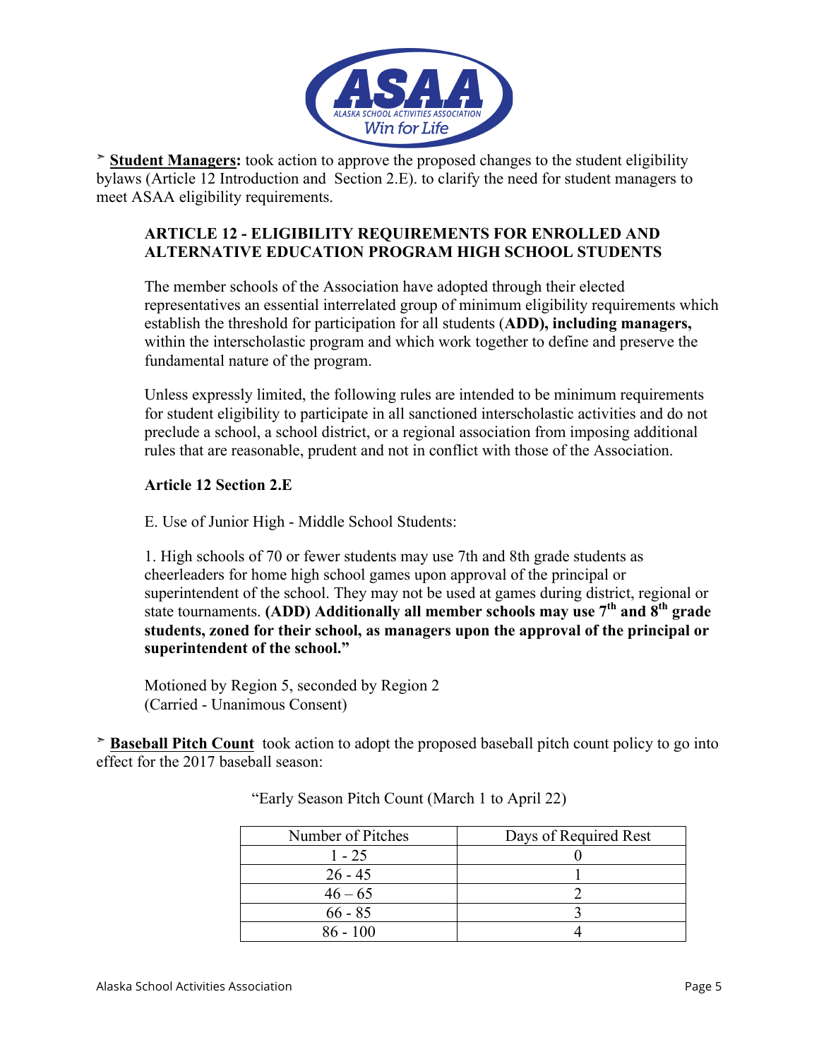➢ **<u>Student Managers</u>:** took action to approve the proposed changes to the student eligibility bylaws (Article 12 Introduction and Section 2.E). to clarify the need for student managers to meet ASAA eligibility requirements.

**ARTICLE 12 - ELIGIBILITY REQUIREMENTS FOR ENROLLED AND ALTERNATIVE EDUCATION PROGRAM HIGH SCHOOL STUDENTS**

The member schools of the Association have adopted through their elected representatives an essential interrelated group of minimum eligibility requirements which establish the threshold for participation for all students (**ADD), including managers,** within the interscholastic program and which work together to define and preserve the fundamental nature of the program.

Unless expressly limited, the following rules are intended to be minimum requirements for student eligibility to participate in all sanctioned interscholastic activities and do not preclude a school, a school district, or a regional association from imposing additional rules that are reasonable, prudent and not in conflict with those of the Association.

**Article 12 Section 2.E**

E. Use of Junior High - Middle School Students:

1. High schools of 70 or fewer students may use 7th and 8th grade students as cheerleaders for home high school games upon approval of the principal or superintendent of the school. They may not be used at games during district, regional or state tournaments. **(ADD) Additionally all member schools may use 7th and 8th grade students, zoned for their school, as managers upon the approval of the principal or superintendent of the school."**

Motioned by Region 5, seconded by Region 2
(Carried - Unanimous Consent)

➢ **<u>Baseball Pitch Count</u>** took action to adopt the proposed baseball pitch count policy to go into effect for the 2017 baseball season:

"Early Season Pitch Count (March 1 to April 22)

| Number of Pitches | Days of Required Rest |
|---|---|
| 1 - 25 | 0 |
| 26 - 45 | 1 |
| 46 – 65 | 2 |
| 66 - 85 | 3 |
| 86 - 100 | 4 |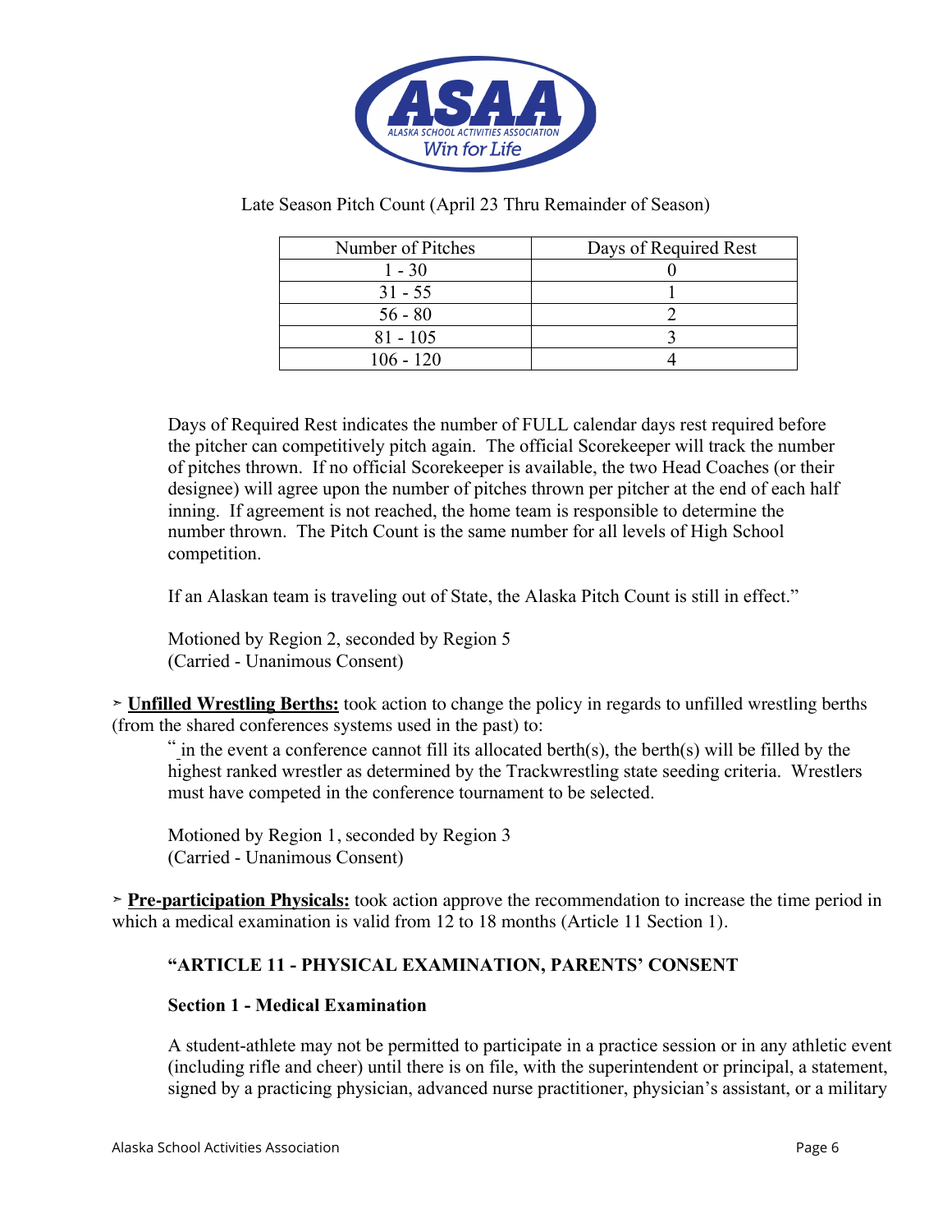Late Season Pitch Count (April 23 Thru Remainder of Season)

| Number of Pitches | Days of Required Rest |
|---|---|
| 1 - 30 | 0 |
| 31 - 55 | 1 |
| 56 - 80 | 2 |
| 81 - 105 | 3 |
| 106 - 120 | 4 |

Days of Required Rest indicates the number of FULL calendar days rest required before the pitcher can competitively pitch again. The official Scorekeeper will track the number of pitches thrown. If no official Scorekeeper is available, the two Head Coaches (or their designee) will agree upon the number of pitches thrown per pitcher at the end of each half inning. If agreement is not reached, the home team is responsible to determine the number thrown. The Pitch Count is the same number for all levels of High School competition.

If an Alaskan team is traveling out of State, the Alaska Pitch Count is still in effect."

Motioned by Region 2, seconded by Region 5
(Carried - Unanimous Consent)

➢ **Unfilled Wrestling Berths:** took action to change the policy in regards to unfilled wrestling berths (from the shared conferences systems used in the past) to:

" in the event a conference cannot fill its allocated berth(s), the berth(s) will be filled by the highest ranked wrestler as determined by the Trackwrestling state seeding criteria. Wrestlers must have competed in the conference tournament to be selected.

Motioned by Region 1, seconded by Region 3
(Carried - Unanimous Consent)

➢ **Pre-participation Physicals:** took action approve the recommendation to increase the time period in which a medical examination is valid from 12 to 18 months (Article 11 Section 1).

**"ARTICLE 11 - PHYSICAL EXAMINATION, PARENTS' CONSENT**

**Section 1 - Medical Examination**

A student-athlete may not be permitted to participate in a practice session or in any athletic event (including rifle and cheer) until there is on file, with the superintendent or principal, a statement, signed by a practicing physician, advanced nurse practitioner, physician's assistant, or a military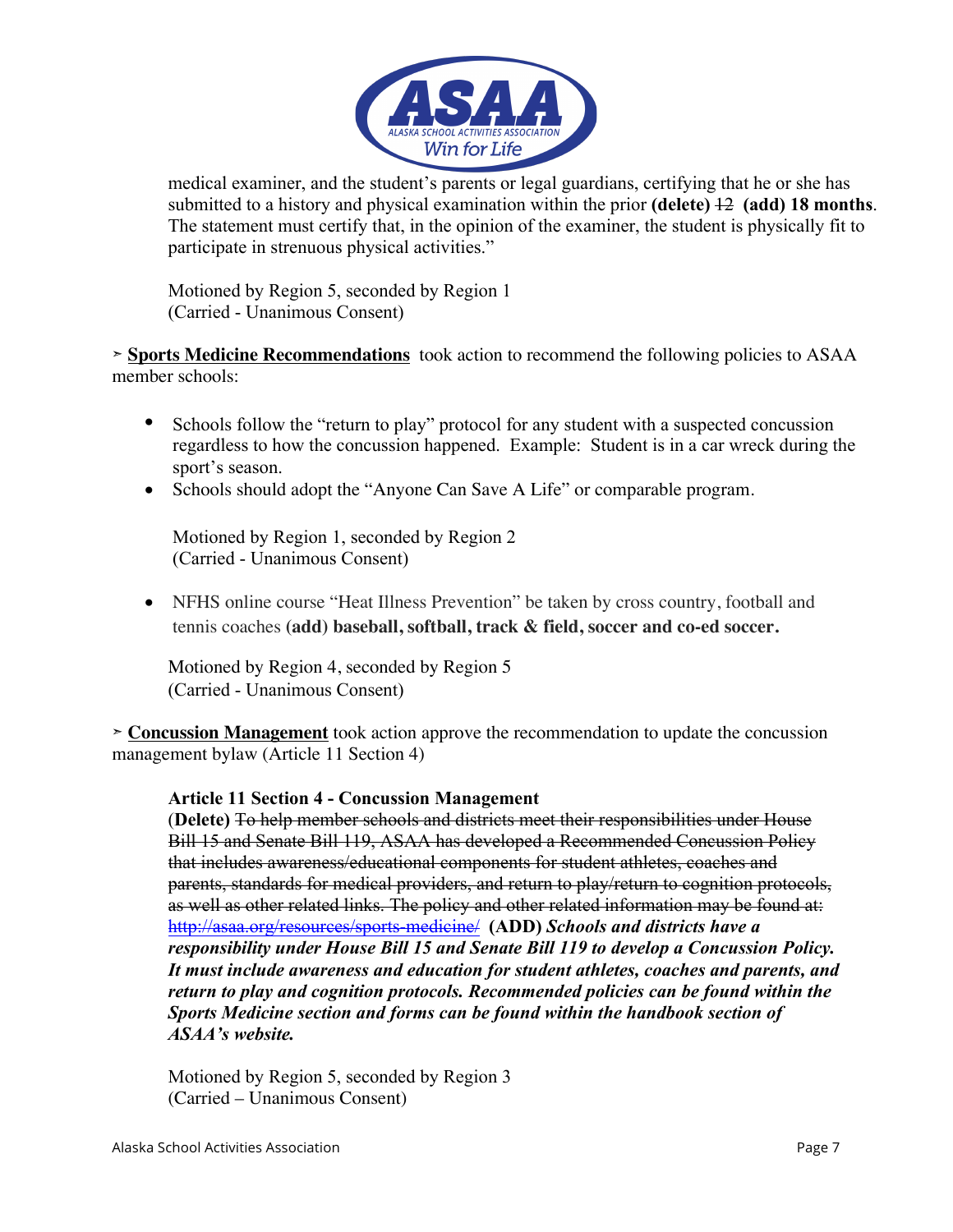medical examiner, and the student's parents or legal guardians, certifying that he or she has submitted to a history and physical examination within the prior **(delete)** ~~12~~ **(add) 18 months**. The statement must certify that, in the opinion of the examiner, the student is physically fit to participate in strenuous physical activities."

Motioned by Region 5, seconded by Region 1
(Carried - Unanimous Consent)

➢ **Sports Medicine Recommendations** took action to recommend the following policies to ASAA member schools:

- Schools follow the "return to play" protocol for any student with a suspected concussion regardless to how the concussion happened. Example: Student is in a car wreck during the sport's season.
- Schools should adopt the "Anyone Can Save A Life" or comparable program.

Motioned by Region 1, seconded by Region 2
(Carried - Unanimous Consent)

- NFHS online course "Heat Illness Prevention" be taken by cross country, football and tennis coaches **(add) baseball, softball, track & field, soccer and co-ed soccer.**

Motioned by Region 4, seconded by Region 5
(Carried - Unanimous Consent)

➢ **Concussion Management** took action approve the recommendation to update the concussion management bylaw (Article 11 Section 4)

**Article 11 Section 4 - Concussion Management**
(**Delete**) ~~To help member schools and districts meet their responsibilities under House Bill 15 and Senate Bill 119, ASAA has developed a Recommended Concussion Policy that includes awareness/educational components for student athletes, coaches and parents, standards for medical providers, and return to play/return to cognition protocols, as well as other related links. The policy and other related information may be found at: http://asaa.org/resources/sports-medicine/~~ **(ADD)** ***Schools and districts have a responsibility under House Bill 15 and Senate Bill 119 to develop a Concussion Policy. It must include awareness and education for student athletes, coaches and parents, and return to play and cognition protocols. Recommended policies can be found within the Sports Medicine section and forms can be found within the handbook section of ASAA's website.***

Motioned by Region 5, seconded by Region 3
(Carried – Unanimous Consent)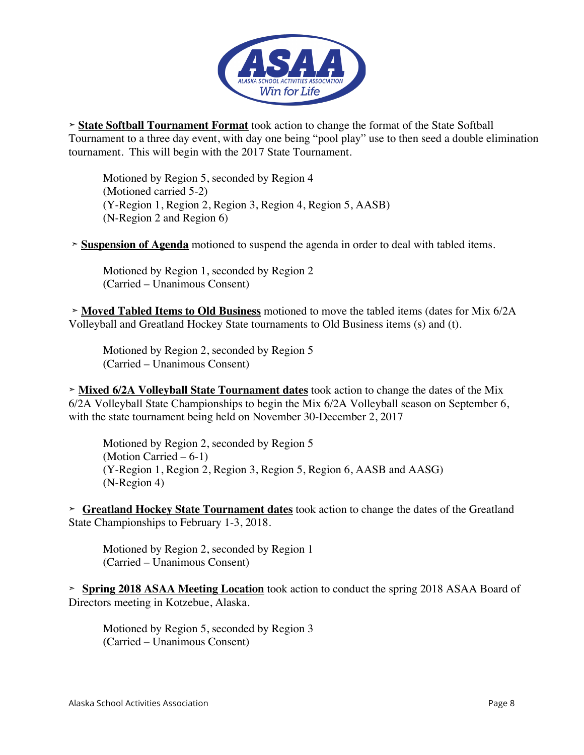➢ **State Softball Tournament Format** took action to change the format of the State Softball Tournament to a three day event, with day one being "pool play" use to then seed a double elimination tournament. This will begin with the 2017 State Tournament.

> Motioned by Region 5, seconded by Region 4
> (Motioned carried 5-2)
> (Y-Region 1, Region 2, Region 3, Region 4, Region 5, AASB)
> (N-Region 2 and Region 6)

➢ **Suspension of Agenda** motioned to suspend the agenda in order to deal with tabled items.

> Motioned by Region 1, seconded by Region 2
> (Carried – Unanimous Consent)

➢ **Moved Tabled Items to Old Business** motioned to move the tabled items (dates for Mix 6/2A Volleyball and Greatland Hockey State tournaments to Old Business items (s) and (t).

> Motioned by Region 2, seconded by Region 5
> (Carried – Unanimous Consent)

➢ **Mixed 6/2A Volleyball State Tournament dates** took action to change the dates of the Mix 6/2A Volleyball State Championships to begin the Mix 6/2A Volleyball season on September 6, with the state tournament being held on November 30-December 2, 2017

> Motioned by Region 2, seconded by Region 5
> (Motion Carried – 6-1)
> (Y-Region 1, Region 2, Region 3, Region 5, Region 6, AASB and AASG)
> (N-Region 4)

➢ **Greatland Hockey State Tournament dates** took action to change the dates of the Greatland State Championships to February 1-3, 2018.

> Motioned by Region 2, seconded by Region 1
> (Carried – Unanimous Consent)

➢ **Spring 2018 ASAA Meeting Location** took action to conduct the spring 2018 ASAA Board of Directors meeting in Kotzebue, Alaska.

> Motioned by Region 5, seconded by Region 3
> (Carried – Unanimous Consent)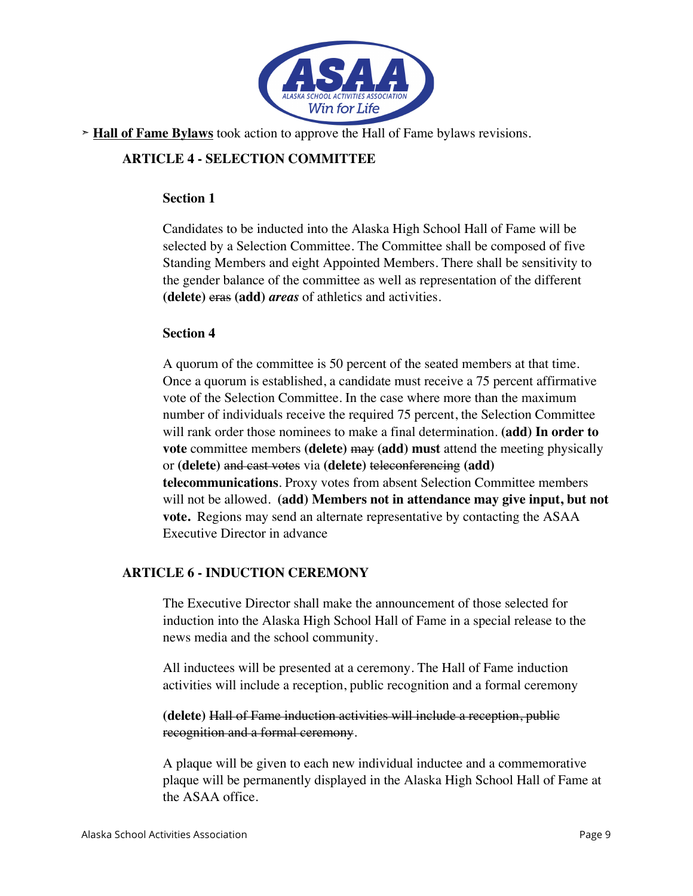- **Hall of Fame Bylaws** took action to approve the Hall of Fame bylaws revisions.

## ARTICLE 4 - SELECTION COMMITTEE

### Section 1

Candidates to be inducted into the Alaska High School Hall of Fame will be selected by a Selection Committee. The Committee shall be composed of five Standing Members and eight Appointed Members. There shall be sensitivity to the gender balance of the committee as well as representation of the different **(delete)** ~~eras~~ **(add)** ***areas*** of athletics and activities.

### Section 4

A quorum of the committee is 50 percent of the seated members at that time. Once a quorum is established, a candidate must receive a 75 percent affirmative vote of the Selection Committee. In the case where more than the maximum number of individuals receive the required 75 percent, the Selection Committee will rank order those nominees to make a final determination. **(add) In order to vote** committee members **(delete)** ~~may~~ **(add) must** attend the meeting physically or **(delete)** ~~and cast votes~~ via **(delete)** ~~teleconferencing~~ **(add) telecommunications**. Proxy votes from absent Selection Committee members will not be allowed. **(add) Members not in attendance may give input, but not vote.** Regions may send an alternate representative by contacting the ASAA Executive Director in advance

## ARTICLE 6 - INDUCTION CEREMONY

The Executive Director shall make the announcement of those selected for induction into the Alaska High School Hall of Fame in a special release to the news media and the school community.

All inductees will be presented at a ceremony. The Hall of Fame induction activities will include a reception, public recognition and a formal ceremony

**(delete)** ~~Hall of Fame induction activities will include a reception, public recognition and a formal ceremony~~.

A plaque will be given to each new individual inductee and a commemorative plaque will be permanently displayed in the Alaska High School Hall of Fame at the ASAA office.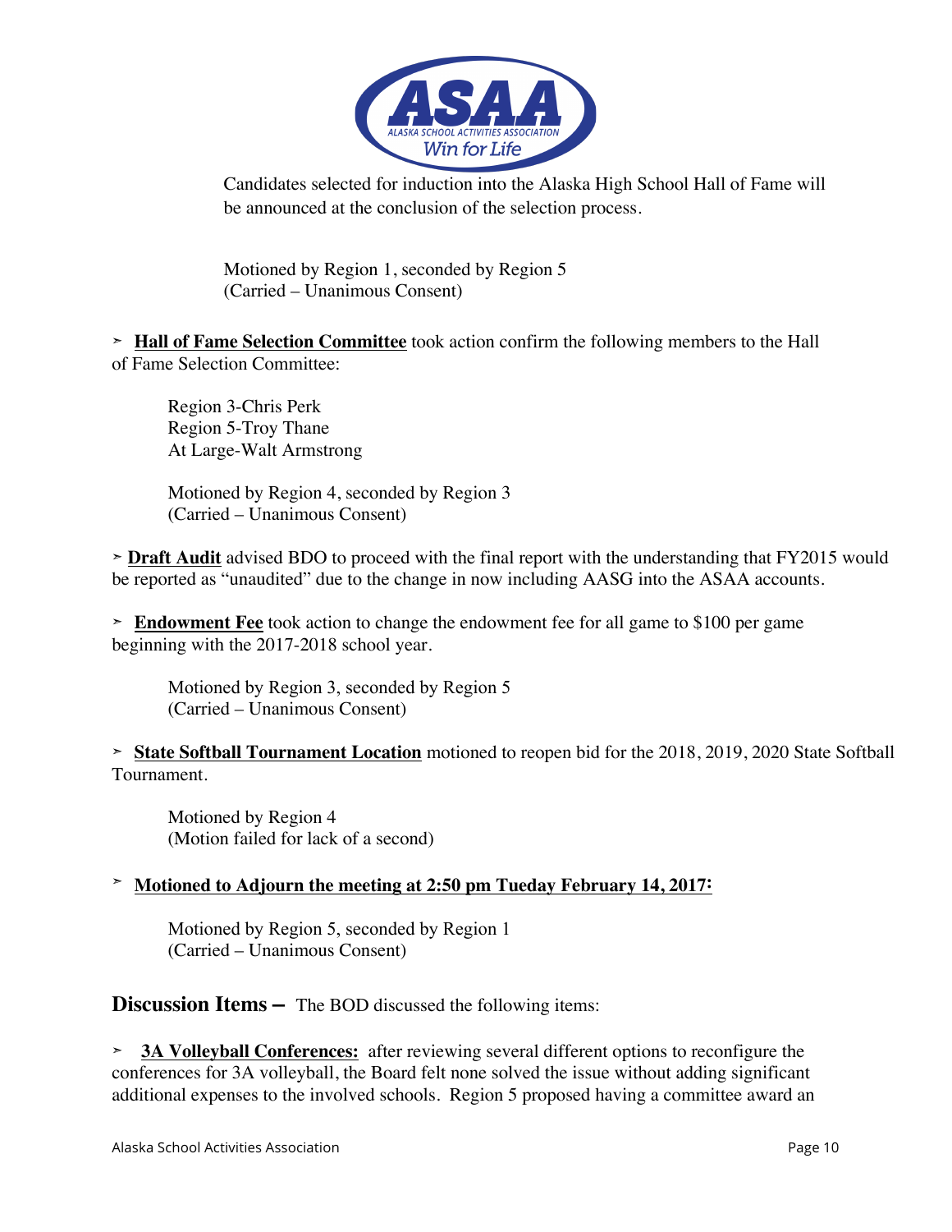Candidates selected for induction into the Alaska High School Hall of Fame will be announced at the conclusion of the selection process.

Motioned by Region 1, seconded by Region 5
(Carried – Unanimous Consent)

➢ **Hall of Fame Selection Committee** took action confirm the following members to the Hall of Fame Selection Committee:

Region 3-Chris Perk
Region 5-Troy Thane
At Large-Walt Armstrong

Motioned by Region 4, seconded by Region 3
(Carried – Unanimous Consent)

➢ **Draft Audit** advised BDO to proceed with the final report with the understanding that FY2015 would be reported as "unaudited" due to the change in now including AASG into the ASAA accounts.

➢ **Endowment Fee** took action to change the endowment fee for all game to $100 per game beginning with the 2017-2018 school year.

Motioned by Region 3, seconded by Region 5
(Carried – Unanimous Consent)

➢ **State Softball Tournament Location** motioned to reopen bid for the 2018, 2019, 2020 State Softball Tournament.

Motioned by Region 4
(Motion failed for lack of a second)

➢ **Motioned to Adjourn the meeting at 2:50 pm Tueday February 14, 2017:**

Motioned by Region 5, seconded by Region 1
(Carried – Unanimous Consent)

## Discussion Items – The BOD discussed the following items:

➢ **3A Volleyball Conferences:** after reviewing several different options to reconfigure the conferences for 3A volleyball, the Board felt none solved the issue without adding significant additional expenses to the involved schools. Region 5 proposed having a committee award an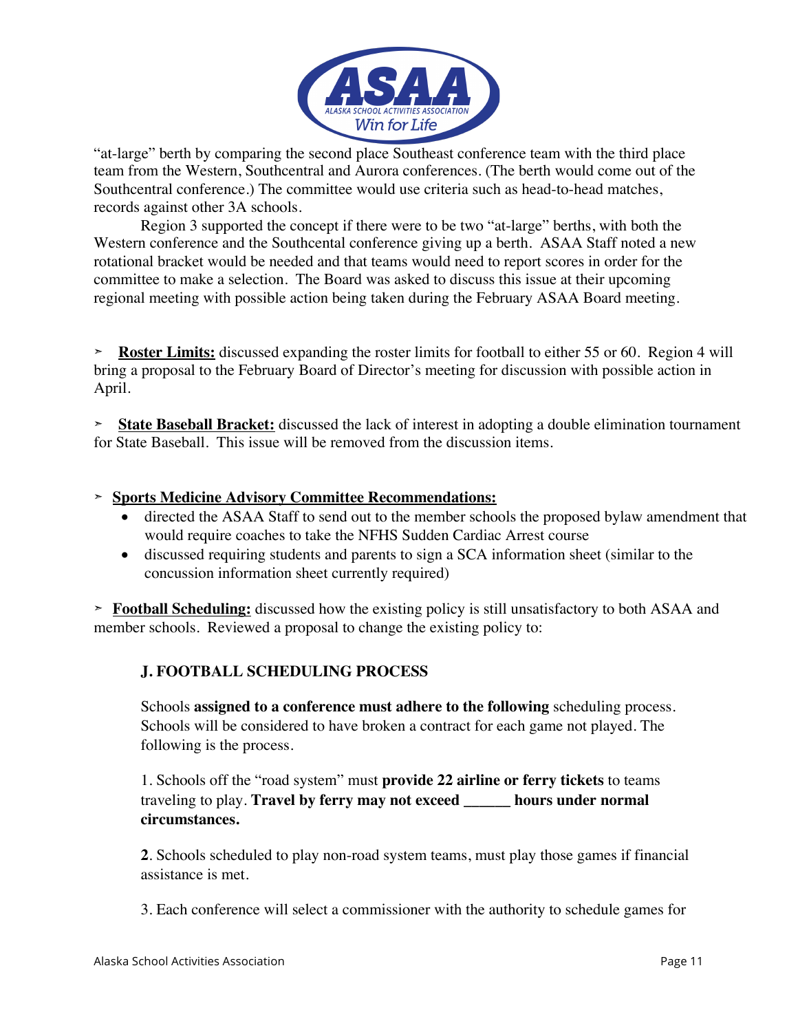"at-large" berth by comparing the second place Southeast conference team with the third place team from the Western, Southcentral and Aurora conferences. (The berth would come out of the Southcentral conference.) The committee would use criteria such as head-to-head matches, records against other 3A schools.

Region 3 supported the concept if there were to be two "at-large" berths, with both the Western conference and the Southcental conference giving up a berth. ASAA Staff noted a new rotational bracket would be needed and that teams would need to report scores in order for the committee to make a selection. The Board was asked to discuss this issue at their upcoming regional meeting with possible action being taken during the February ASAA Board meeting.

➢ **Roster Limits:** discussed expanding the roster limits for football to either 55 or 60. Region 4 will bring a proposal to the February Board of Director's meeting for discussion with possible action in April.

➢ **State Baseball Bracket:** discussed the lack of interest in adopting a double elimination tournament for State Baseball. This issue will be removed from the discussion items.

➢ **Sports Medicine Advisory Committee Recommendations:**

- directed the ASAA Staff to send out to the member schools the proposed bylaw amendment that would require coaches to take the NFHS Sudden Cardiac Arrest course
- discussed requiring students and parents to sign a SCA information sheet (similar to the concussion information sheet currently required)

➢ **Football Scheduling:** discussed how the existing policy is still unsatisfactory to both ASAA and member schools. Reviewed a proposal to change the existing policy to:

**J. FOOTBALL SCHEDULING PROCESS**

Schools **assigned to a conference must adhere to the following** scheduling process. Schools will be considered to have broken a contract for each game not played. The following is the process.

1. Schools off the "road system" must **provide 22 airline or ferry tickets** to teams traveling to play. **Travel by ferry may not exceed ______ hours under normal circumstances.**

**2**. Schools scheduled to play non-road system teams, must play those games if financial assistance is met.

3. Each conference will select a commissioner with the authority to schedule games for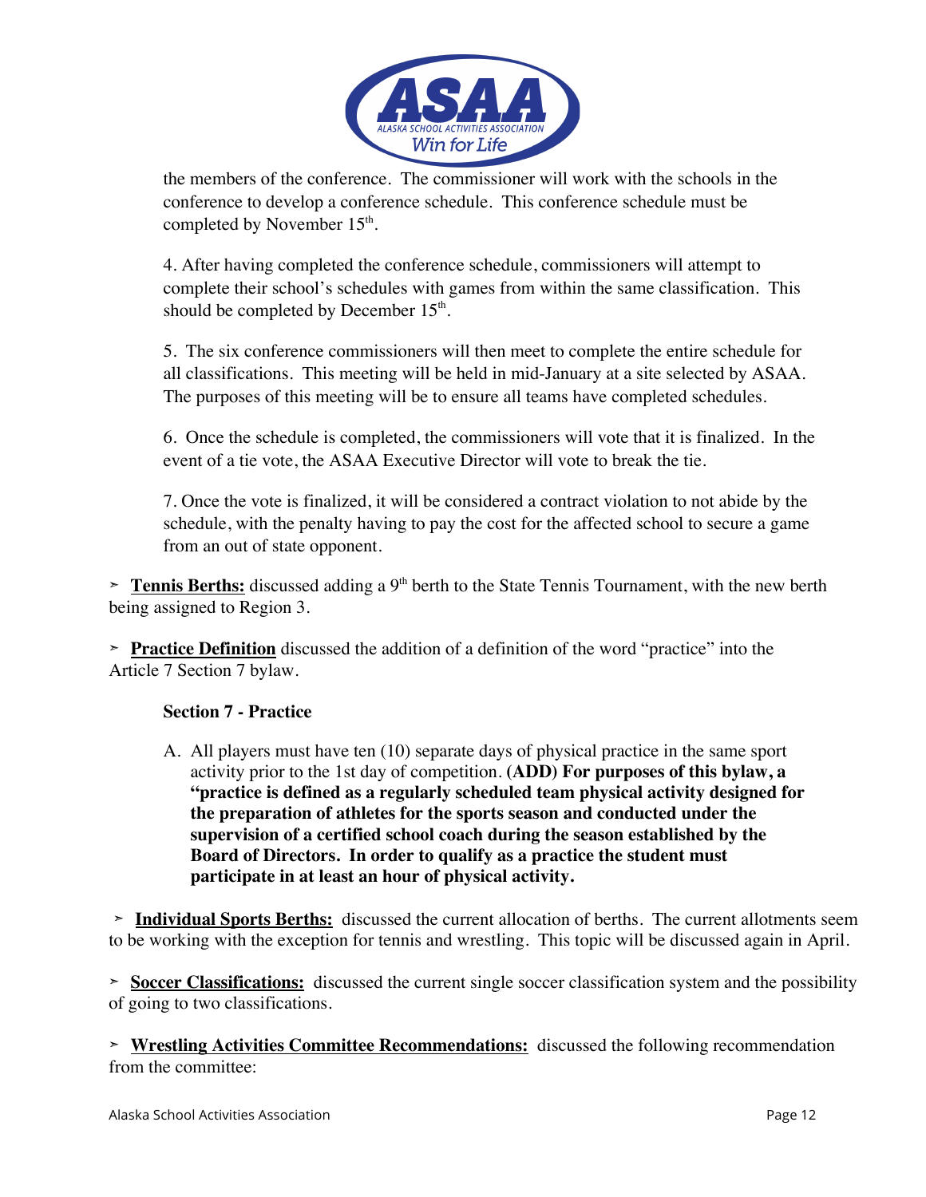the members of the conference. The commissioner will work with the schools in the conference to develop a conference schedule. This conference schedule must be completed by November 15th.

4. After having completed the conference schedule, commissioners will attempt to complete their school's schedules with games from within the same classification. This should be completed by December 15th.

5. The six conference commissioners will then meet to complete the entire schedule for all classifications. This meeting will be held in mid-January at a site selected by ASAA. The purposes of this meeting will be to ensure all teams have completed schedules.

6. Once the schedule is completed, the commissioners will vote that it is finalized. In the event of a tie vote, the ASAA Executive Director will vote to break the tie.

7. Once the vote is finalized, it will be considered a contract violation to not abide by the schedule, with the penalty having to pay the cost for the affected school to secure a game from an out of state opponent.

➢ **Tennis Berths:** discussed adding a 9th berth to the State Tennis Tournament, with the new berth being assigned to Region 3.

➢ **Practice Definition** discussed the addition of a definition of the word "practice" into the Article 7 Section 7 bylaw.

**Section 7 - Practice**

A. All players must have ten (10) separate days of physical practice in the same sport activity prior to the 1st day of competition. **(ADD) For purposes of this bylaw, a "practice is defined as a regularly scheduled team physical activity designed for the preparation of athletes for the sports season and conducted under the supervision of a certified school coach during the season established by the Board of Directors. In order to qualify as a practice the student must participate in at least an hour of physical activity.**

➢ **Individual Sports Berths:** discussed the current allocation of berths. The current allotments seem to be working with the exception for tennis and wrestling. This topic will be discussed again in April.

➢ **Soccer Classifications:** discussed the current single soccer classification system and the possibility of going to two classifications.

➢ **Wrestling Activities Committee Recommendations:** discussed the following recommendation from the committee: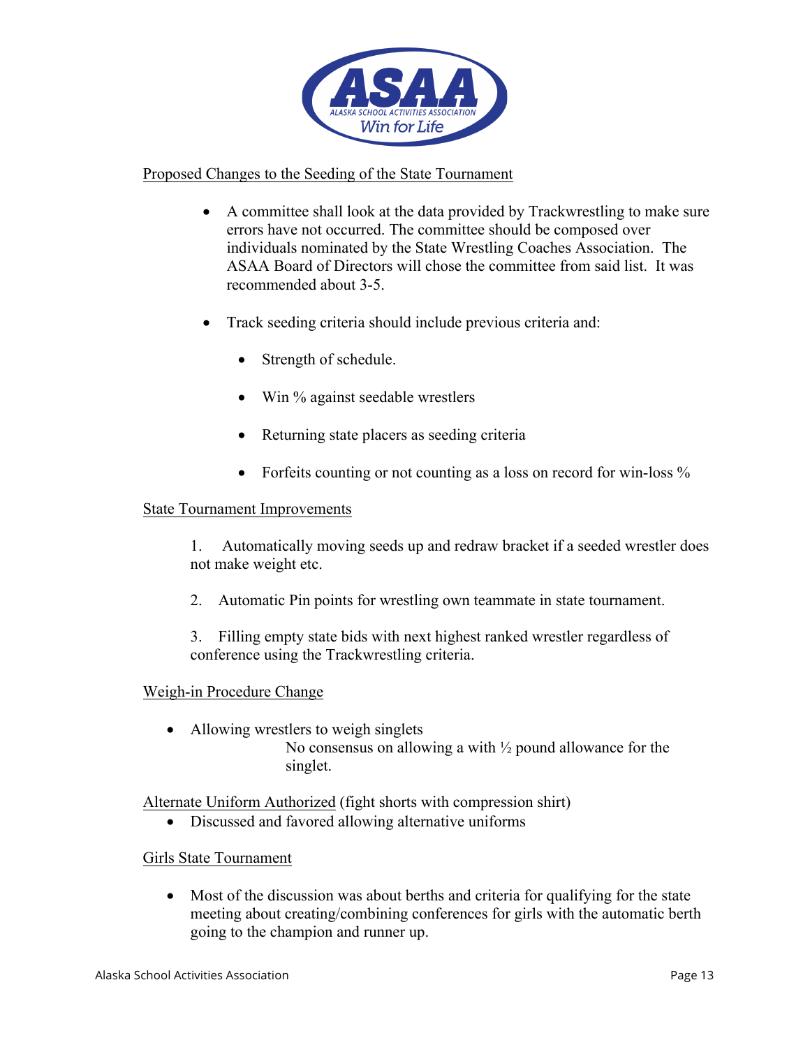Proposed Changes to the Seeding of the State Tournament

- A committee shall look at the data provided by Trackwrestling to make sure errors have not occurred. The committee should be composed over individuals nominated by the State Wrestling Coaches Association. The ASAA Board of Directors will chose the committee from said list. It was recommended about 3-5.

- Track seeding criteria should include previous criteria and:

  - Strength of schedule.

  - Win % against seedable wrestlers

  - Returning state placers as seeding criteria

  - Forfeits counting or not counting as a loss on record for win-loss %

State Tournament Improvements

1. Automatically moving seeds up and redraw bracket if a seeded wrestler does not make weight etc.

2. Automatic Pin points for wrestling own teammate in state tournament.

3. Filling empty state bids with next highest ranked wrestler regardless of conference using the Trackwrestling criteria.

Weigh-in Procedure Change

- Allowing wrestlers to weigh singlets

  No consensus on allowing a with ½ pound allowance for the singlet.

Alternate Uniform Authorized (fight shorts with compression shirt)

- Discussed and favored allowing alternative uniforms

Girls State Tournament

- Most of the discussion was about berths and criteria for qualifying for the state meeting about creating/combining conferences for girls with the automatic berth going to the champion and runner up.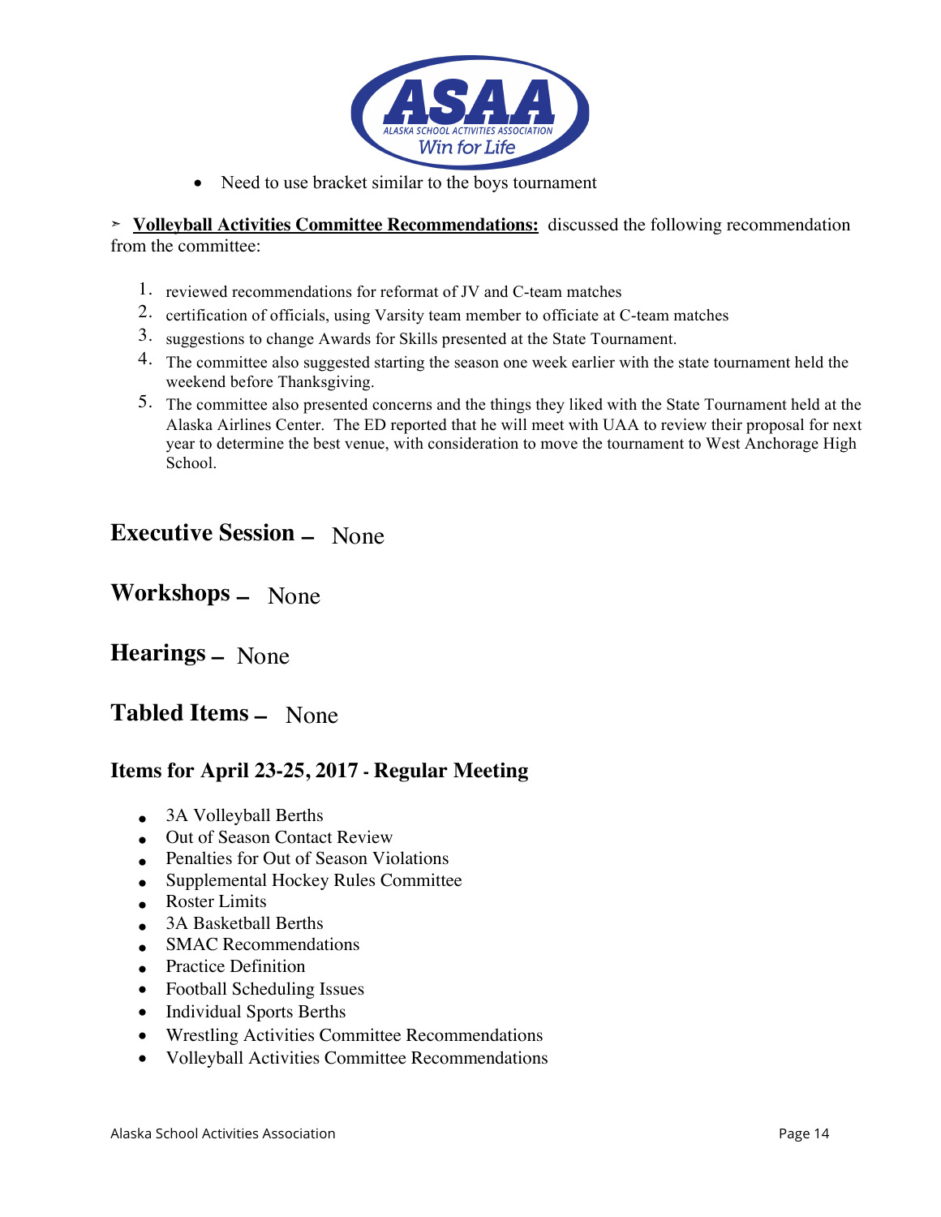- Need to use bracket similar to the boys tournament

➢ **Volleyball Activities Committee Recommendations:** discussed the following recommendation from the committee:

1. reviewed recommendations for reformat of JV and C-team matches
2. certification of officials, using Varsity team member to officiate at C-team matches
3. suggestions to change Awards for Skills presented at the State Tournament.
4. The committee also suggested starting the season one week earlier with the state tournament held the weekend before Thanksgiving.
5. The committee also presented concerns and the things they liked with the State Tournament held at the Alaska Airlines Center. The ED reported that he will meet with UAA to review their proposal for next year to determine the best venue, with consideration to move the tournament to West Anchorage High School.

## Executive Session – None

## Workshops – None

## Hearings – None

## Tabled Items – None

### Items for April 23-25, 2017 - Regular Meeting

- 3A Volleyball Berths
- Out of Season Contact Review
- Penalties for Out of Season Violations
- Supplemental Hockey Rules Committee
- Roster Limits
- 3A Basketball Berths
- SMAC Recommendations
- Practice Definition
- Football Scheduling Issues
- Individual Sports Berths
- Wrestling Activities Committee Recommendations
- Volleyball Activities Committee Recommendations